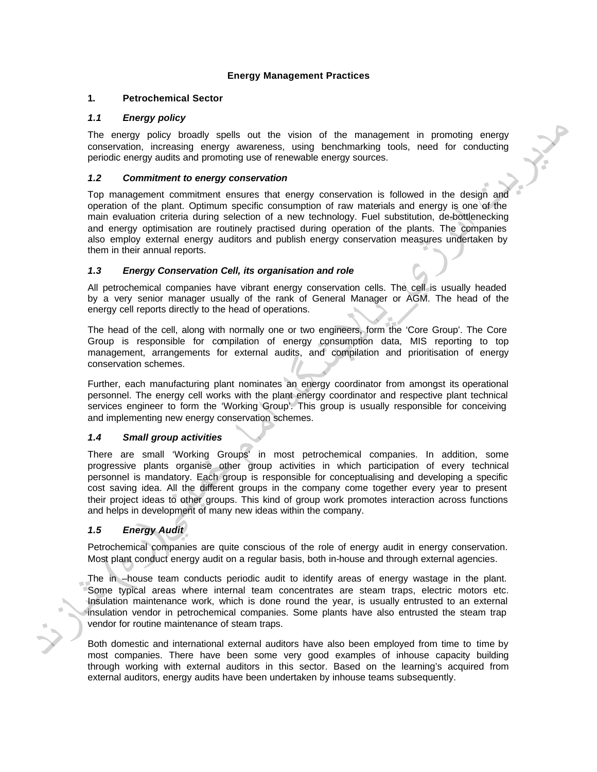# Energy Management Practices

## 1. Petrochemical Sector

### *1.1 Energy policy*

The energy policy broadly spells out the vision of the management in promoting energy conservation, increasing energy awareness, using benchmarking tools, need for conducting periodic energy audits and promoting use of renewable energy sources.

### *1.2 Commitment to energy conservation*

Top management commitment ensures that energy conservation is followed in the design and operation of the plant. Optimum specific consumption of raw materials and energy is one of the main evaluation criteria during selection of a new technology. Fuel substitution, de-bottlenecking and energy optimisation are routinely practised during operation of the plants. The companies also employ external energy auditors and publish energy conservation measures undertaken by them in their annual reports.

### *1.3 Energy Conservation Cell, its organisation and role*

All petrochemical companies have vibrant energy conservation cells. The cell is usually headed by a very senior manager usually of the rank of General Manager or AGM. The head of the energy cell reports directly to the head of operations.

The head of the cell, along with normally one or two engineers, form the 'Core Group'. The Core Group is responsible for compilation of energy consumption data, MIS reporting to top management, arrangements for external audits, and compilation and prioritisation of energy conservation schemes.

Further, each manufacturing plant nominates an energy coordinator from amongst its operational personnel. The energy cell works with the plant energy coordinator and respective plant technical services engineer to form the 'Working Group'. This group is usually responsible for conceiving and implementing new energy conservation schemes.

### *1.4 Small group activities*

There are small 'Working Groups' in most petrochemical companies. In addition, some progressive plants organise other group activities in which participation of every technical personnel is mandatory. Each group is responsible for conceptualising and developing a specific cost saving idea. All the different groups in the company come together every year to present their project ideas to other groups. This kind of group work promotes interaction across functions and helps in development of many new ideas within the company.

### *1.5 Energy Audit*

Petrochemical companies are quite conscious of the role of energy audit in energy conservation. Most plant conduct energy audit on a regular basis, both in-house and through external agencies.

The in –house team conducts periodic audit to identify areas of energy wastage in the plant. Some typical areas where internal team concentrates are steam traps, electric motors etc. Insulation maintenance work, which is done round the year, is usually entrusted to an external insulation vendor in petrochemical companies. Some plants have also entrusted the steam trap vendor for routine maintenance of steam traps.

Both domestic and international external auditors have also been employed from time to time by most companies. There have been some very good examples of inhouse capacity building through working with external auditors in this sector. Based on the learning's acquired from external auditors, energy audits have been undertaken by inhouse teams subsequently.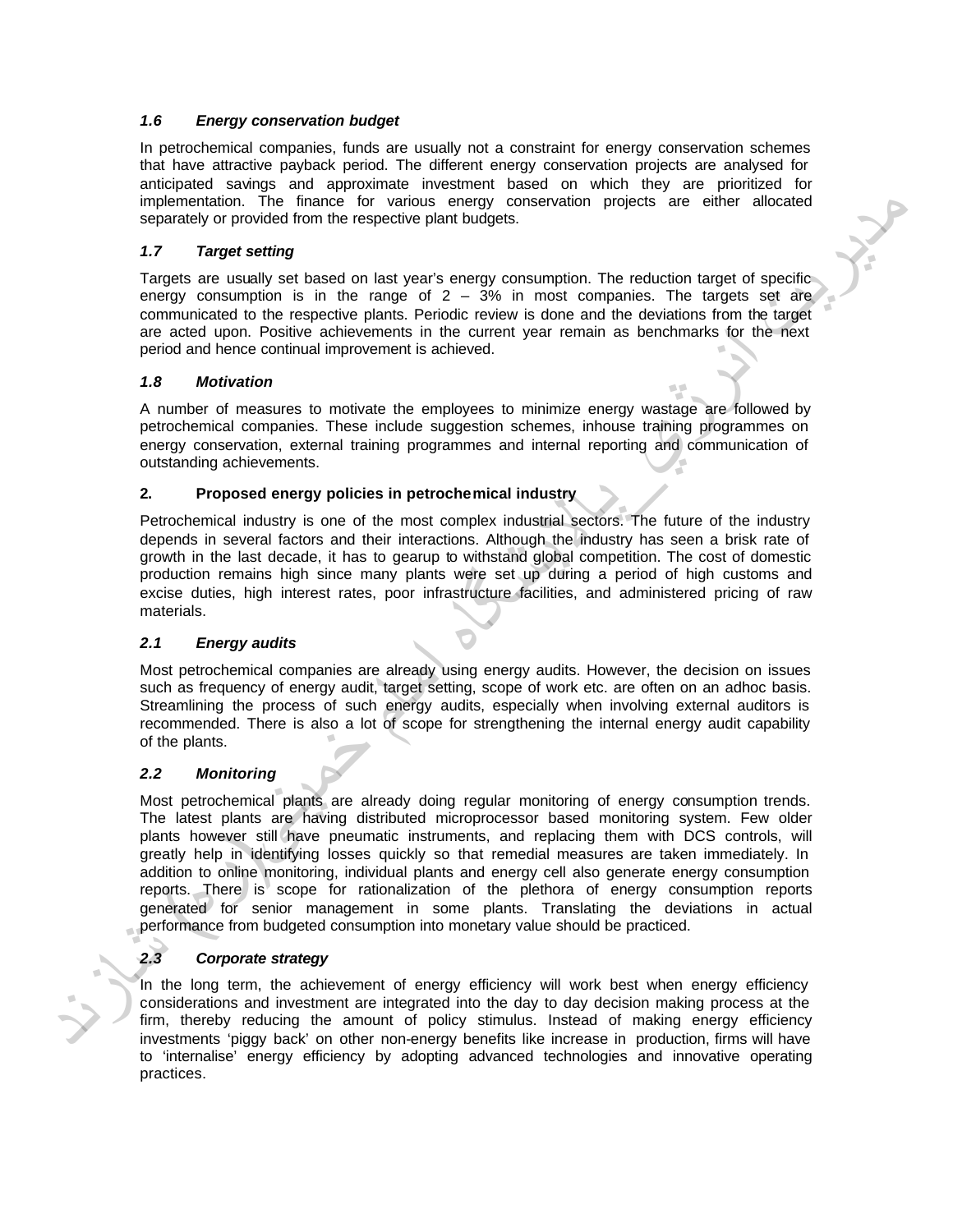### *1.6 Energy conservation budget*

In petrochemical companies, funds are usually not a constraint for energy conservation schemes that have attractive payback period. The different energy conservation projects are analysed for anticipated savings and approximate investment based on which they are prioritized for implementation. The finance for various energy conservation projects are either allocated separately or provided from the respective plant budgets.

### *1.7 Target setting*

Targets are usually set based on last year's energy consumption. The reduction target of specific energy consumption is in the range of 2 – 3% in most companies. The targets set are communicated to the respective plants. Periodic review is done and the deviations from the target are acted upon. Positive achievements in the current year remain as benchmarks for the next period and hence continual improvement is achieved.

### *1.8 Motivation*

A number of measures to motivate the employees to minimize energy wastage are followed by petrochemical companies. These include suggestion schemes, inhouse training programmes on energy conservation, external training programmes and internal reporting and communication of outstanding achievements.

## **2. Proposed energy policies in petrochemical industry**

Petrochemical industry is one of the most complex industrial sectors. The future of the industry depends in several factors and their interactions. Although the industry has seen a brisk rate of growth in the last decade, it has to gearup to withstand global competition. The cost of domestic production remains high since many plants were set up during a period of high customs and excise duties, high interest rates, poor infrastructure facilities, and administered pricing of raw materials.

### *2.1 Energy audits*

Most petrochemical companies are already using energy audits. However, the decision on issues such as frequency of energy audit, target setting, scope of work etc. are often on an adhoc basis. Streamlining the process of such energy audits, especially when involving external auditors is recommended. There is also a lot of scope for strengthening the internal energy audit capability of the plants.

### *2.2 Monitoring*

Most petrochemical plants are already doing regular monitoring of energy consumption trends. The latest plants are having distributed microprocessor based monitoring system. Few older plants however still have pneumatic instruments, and replacing them with DCS controls, will greatly help in identifying losses quickly so that remedial measures are taken immediately. In addition to online monitoring, individual plants and energy cell also generate energy consumption reports. There is scope for rationalization of the plethora of energy consumption reports generated for senior management in some plants. Translating the deviations in actual performance from budgeted consumption into monetary value should be practiced.

### *2.3 Corporate strategy*

In the long term, the achievement of energy efficiency will work best when energy efficiency considerations and investment are integrated into the day to day decision making process at the firm, thereby reducing the amount of policy stimulus. Instead of making energy efficiency investments 'piggy back' on other non-energy benefits like increase in production, firms will have to 'internalise' energy efficiency by adopting advanced technologies and innovative operating practices.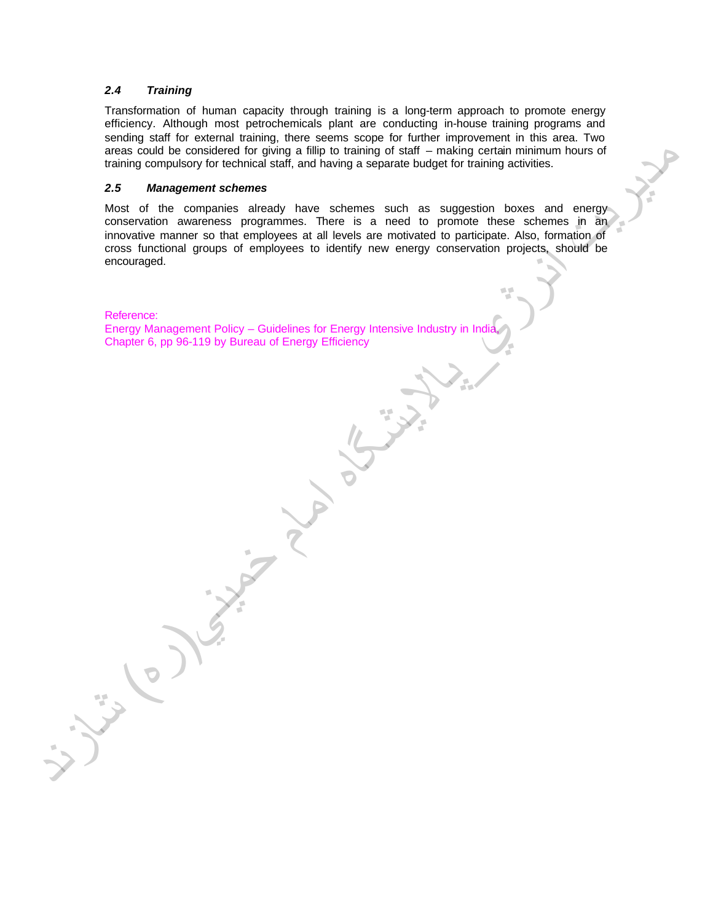### *2.4 Training*

Transformation of human capacity through training is a long-term approach to promote energy efficiency. Although most petrochemicals plant are conducting in-house training programs and sending staff for external training, there seems scope for further improvement in this area. Two areas could be considered for giving a fillip to training of staff – making certain minimum hours of training compulsory for technical staff, and having a separate budget for training activities.

### *2.5 Management schemes*

Most of the companies already have schemes such as suggestion boxes and energy conservation awareness programmes. There is a need to promote these schemes in an innovative manner so that employees at all levels are motivated to participate. Also, formation of cross functional groups of employees to identify new energy conservation projects, should be encouraged.

Reference:
Energy Management Policy – Guidelines for Energy Intensive Industry in India, Chapter 6, pp 96-119 by Bureau of Energy Efficiency